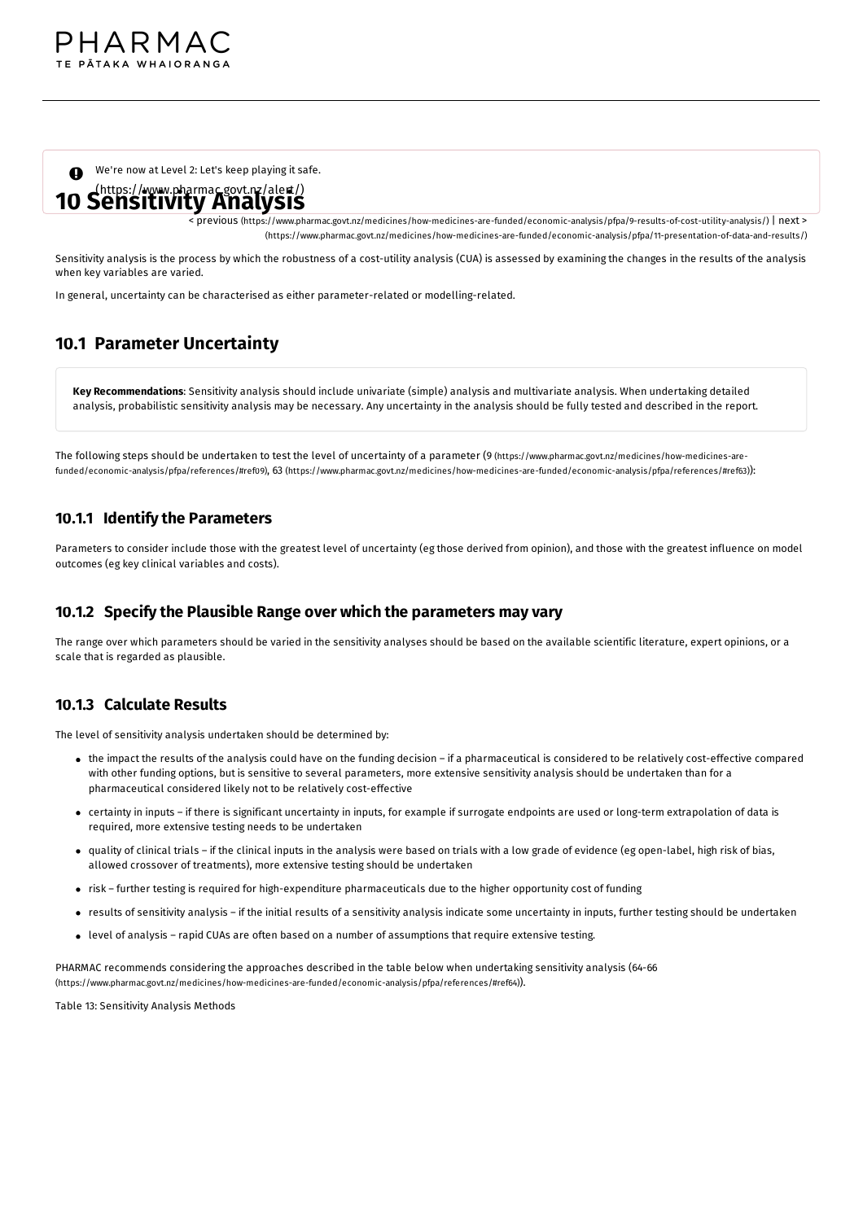We're now at Level 2: Let's keep playing it safe. (https://www.pharmac.govt.nz/alert/)

# 10 Sensitivity Analysis

< previous (https://www.pharmac.govt.nz/medicines/how-medicines-are-funded/economic-analysis/pfpa/9-results-of-cost-utility-analysis/) | next > (https://www.pharmac.govt.nz/medicines/how-medicines-are-funded/economic-analysis/pfpa/11-presentation-of-data-and-results/)

Sensitivity analysis is the process by which the robustness of a cost-utility analysis (CUA) is assessed by examining the changes in the results of the analysis when key variables are varied.

In general, uncertainty can be characterised as either parameter-related or modelling-related.

## 10.1 Parameter Uncertainty

**Key Recommendations**: Sensitivity analysis should include univariate (simple) analysis and multivariate analysis. When undertaking detailed analysis, probabilistic sensitivity analysis may be necessary. Any uncertainty in the analysis should be fully tested and described in the report.

The following steps should be undertaken to test the level of uncertainty of a parameter (9 (https://www.pharmac.govt.nz/medicines/how-medicines-are-funded/economic-analysis/pfpa/references/#ref09), 63 (https://www.pharmac.govt.nz/medicines/how-medicines-are-funded/economic-analysis/pfpa/references/#ref63)):

### 10.1.1 Identify the Parameters

Parameters to consider include those with the greatest level of uncertainty (eg those derived from opinion), and those with the greatest influence on model outcomes (eg key clinical variables and costs).

### 10.1.2 Specify the Plausible Range over which the parameters may vary

The range over which parameters should be varied in the sensitivity analyses should be based on the available scientific literature, expert opinions, or a scale that is regarded as plausible.

### 10.1.3 Calculate Results

The level of sensitivity analysis undertaken should be determined by:

- the impact the results of the analysis could have on the funding decision – if a pharmaceutical is considered to be relatively cost-effective compared with other funding options, but is sensitive to several parameters, more extensive sensitivity analysis should be undertaken than for a pharmaceutical considered likely not to be relatively cost-effective
- certainty in inputs – if there is significant uncertainty in inputs, for example if surrogate endpoints are used or long-term extrapolation of data is required, more extensive testing needs to be undertaken
- quality of clinical trials – if the clinical inputs in the analysis were based on trials with a low grade of evidence (eg open-label, high risk of bias, allowed crossover of treatments), more extensive testing should be undertaken
- risk – further testing is required for high-expenditure pharmaceuticals due to the higher opportunity cost of funding
- results of sensitivity analysis – if the initial results of a sensitivity analysis indicate some uncertainty in inputs, further testing should be undertaken
- level of analysis – rapid CUAs are often based on a number of assumptions that require extensive testing.

PHARMAC recommends considering the approaches described in the table below when undertaking sensitivity analysis (64-66 (https://www.pharmac.govt.nz/medicines/how-medicines-are-funded/economic-analysis/pfpa/references/#ref64)).

Table 13: Sensitivity Analysis Methods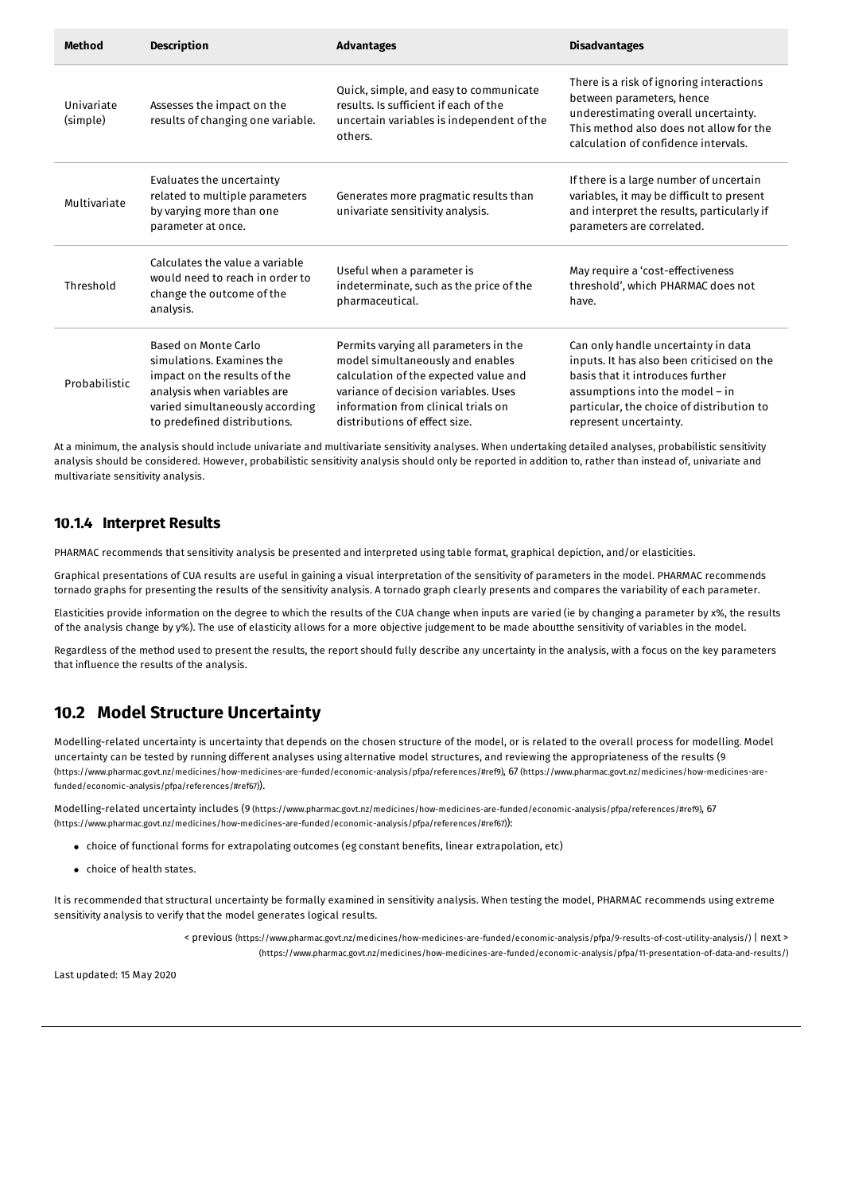| Method | Description | Advantages | Disadvantages |
|---|---|---|---|
| Univariate (simple) | Assesses the impact on the results of changing one variable. | Quick, simple, and easy to communicate results. Is sufficient if each of the uncertain variables is independent of the others. | There is a risk of ignoring interactions between parameters, hence underestimating overall uncertainty. This method also does not allow for the calculation of confidence intervals. |
| Multivariate | Evaluates the uncertainty related to multiple parameters by varying more than one parameter at once. | Generates more pragmatic results than univariate sensitivity analysis. | If there is a large number of uncertain variables, it may be difficult to present and interpret the results, particularly if parameters are correlated. |
| Threshold | Calculates the value a variable would need to reach in order to change the outcome of the analysis. | Useful when a parameter is indeterminate, such as the price of the pharmaceutical. | May require a 'cost-effectiveness threshold', which PHARMAC does not have. |
| Probabilistic | Based on Monte Carlo simulations. Examines the impact on the results of the analysis when variables are varied simultaneously according to predefined distributions. | Permits varying all parameters in the model simultaneously and enables calculation of the expected value and variance of decision variables. Uses information from clinical trials on distributions of effect size. | Can only handle uncertainty in data inputs. It has also been criticised on the basis that it introduces further assumptions into the model – in particular, the choice of distribution to represent uncertainty. |

At a minimum, the analysis should include univariate and multivariate sensitivity analyses. When undertaking detailed analyses, probabilistic sensitivity analysis should be considered. However, probabilistic sensitivity analysis should only be reported in addition to, rather than instead of, univariate and multivariate sensitivity analysis.

### 10.1.4 Interpret Results

PHARMAC recommends that sensitivity analysis be presented and interpreted using table format, graphical depiction, and/or elasticities.

Graphical presentations of CUA results are useful in gaining a visual interpretation of the sensitivity of parameters in the model. PHARMAC recommends tornado graphs for presenting the results of the sensitivity analysis. A tornado graph clearly presents and compares the variability of each parameter.

Elasticities provide information on the degree to which the results of the CUA change when inputs are varied (ie by changing a parameter by x%, the results of the analysis change by y%). The use of elasticity allows for a more objective judgement to be made aboutthe sensitivity of variables in the model.

Regardless of the method used to present the results, the report should fully describe any uncertainty in the analysis, with a focus on the key parameters that influence the results of the analysis.

## 10.2 Model Structure Uncertainty

Modelling-related uncertainty is uncertainty that depends on the chosen structure of the model, or is related to the overall process for modelling. Model uncertainty can be tested by running different analyses using alternative model structures, and reviewing the appropriateness of the results (9 (https://www.pharmac.govt.nz/medicines/how-medicines-are-funded/economic-analysis/pfpa/references/#ref9), 67 (https://www.pharmac.govt.nz/medicines/how-medicines-are-funded/economic-analysis/pfpa/references/#ref67)).

Modelling-related uncertainty includes (9 (https://www.pharmac.govt.nz/medicines/how-medicines-are-funded/economic-analysis/pfpa/references/#ref9), 67 (https://www.pharmac.govt.nz/medicines/how-medicines-are-funded/economic-analysis/pfpa/references/#ref67)):

- choice of functional forms for extrapolating outcomes (eg constant benefits, linear extrapolation, etc)
- choice of health states.

It is recommended that structural uncertainty be formally examined in sensitivity analysis. When testing the model, PHARMAC recommends using extreme sensitivity analysis to verify that the model generates logical results.

< previous (https://www.pharmac.govt.nz/medicines/how-medicines-are-funded/economic-analysis/pfpa/9-results-of-cost-utility-analysis/) | next > (https://www.pharmac.govt.nz/medicines/how-medicines-are-funded/economic-analysis/pfpa/11-presentation-of-data-and-results/)

Last updated: 15 May 2020